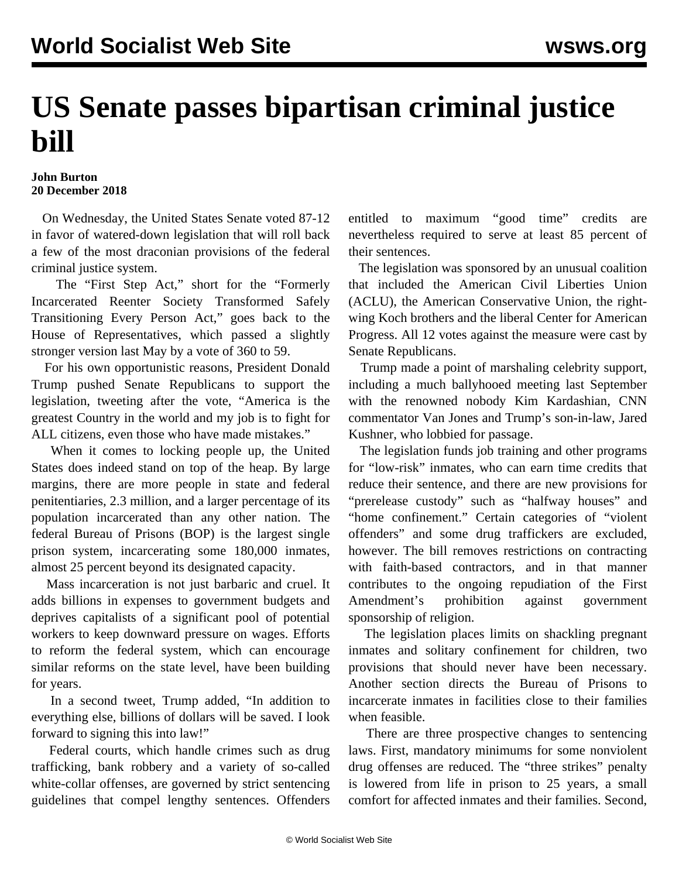# US Senate passes bipartisan criminal justice bill

**John Burton**
**20 December 2018**

On Wednesday, the United States Senate voted 87-12 in favor of watered-down legislation that will roll back a few of the most draconian provisions of the federal criminal justice system.

The "First Step Act," short for the "Formerly Incarcerated Reenter Society Transformed Safely Transitioning Every Person Act," goes back to the House of Representatives, which passed a slightly stronger version last May by a vote of 360 to 59.

For his own opportunistic reasons, President Donald Trump pushed Senate Republicans to support the legislation, tweeting after the vote, "America is the greatest Country in the world and my job is to fight for ALL citizens, even those who have made mistakes."

When it comes to locking people up, the United States does indeed stand on top of the heap. By large margins, there are more people in state and federal penitentiaries, 2.3 million, and a larger percentage of its population incarcerated than any other nation. The federal Bureau of Prisons (BOP) is the largest single prison system, incarcerating some 180,000 inmates, almost 25 percent beyond its designated capacity.

Mass incarceration is not just barbaric and cruel. It adds billions in expenses to government budgets and deprives capitalists of a significant pool of potential workers to keep downward pressure on wages. Efforts to reform the federal system, which can encourage similar reforms on the state level, have been building for years.

In a second tweet, Trump added, "In addition to everything else, billions of dollars will be saved. I look forward to signing this into law!"

Federal courts, which handle crimes such as drug trafficking, bank robbery and a variety of so-called white-collar offenses, are governed by strict sentencing guidelines that compel lengthy sentences. Offenders entitled to maximum "good time" credits are nevertheless required to serve at least 85 percent of their sentences.

The legislation was sponsored by an unusual coalition that included the American Civil Liberties Union (ACLU), the American Conservative Union, the right-wing Koch brothers and the liberal Center for American Progress. All 12 votes against the measure were cast by Senate Republicans.

Trump made a point of marshaling celebrity support, including a much ballyhooed meeting last September with the renowned nobody Kim Kardashian, CNN commentator Van Jones and Trump's son-in-law, Jared Kushner, who lobbied for passage.

The legislation funds job training and other programs for "low-risk" inmates, who can earn time credits that reduce their sentence, and there are new provisions for "prerelease custody" such as "halfway houses" and "home confinement." Certain categories of "violent offenders" and some drug traffickers are excluded, however. The bill removes restrictions on contracting with faith-based contractors, and in that manner contributes to the ongoing repudiation of the First Amendment's prohibition against government sponsorship of religion.

The legislation places limits on shackling pregnant inmates and solitary confinement for children, two provisions that should never have been necessary. Another section directs the Bureau of Prisons to incarcerate inmates in facilities close to their families when feasible.

There are three prospective changes to sentencing laws. First, mandatory minimums for some nonviolent drug offenses are reduced. The "three strikes" penalty is lowered from life in prison to 25 years, a small comfort for affected inmates and their families. Second,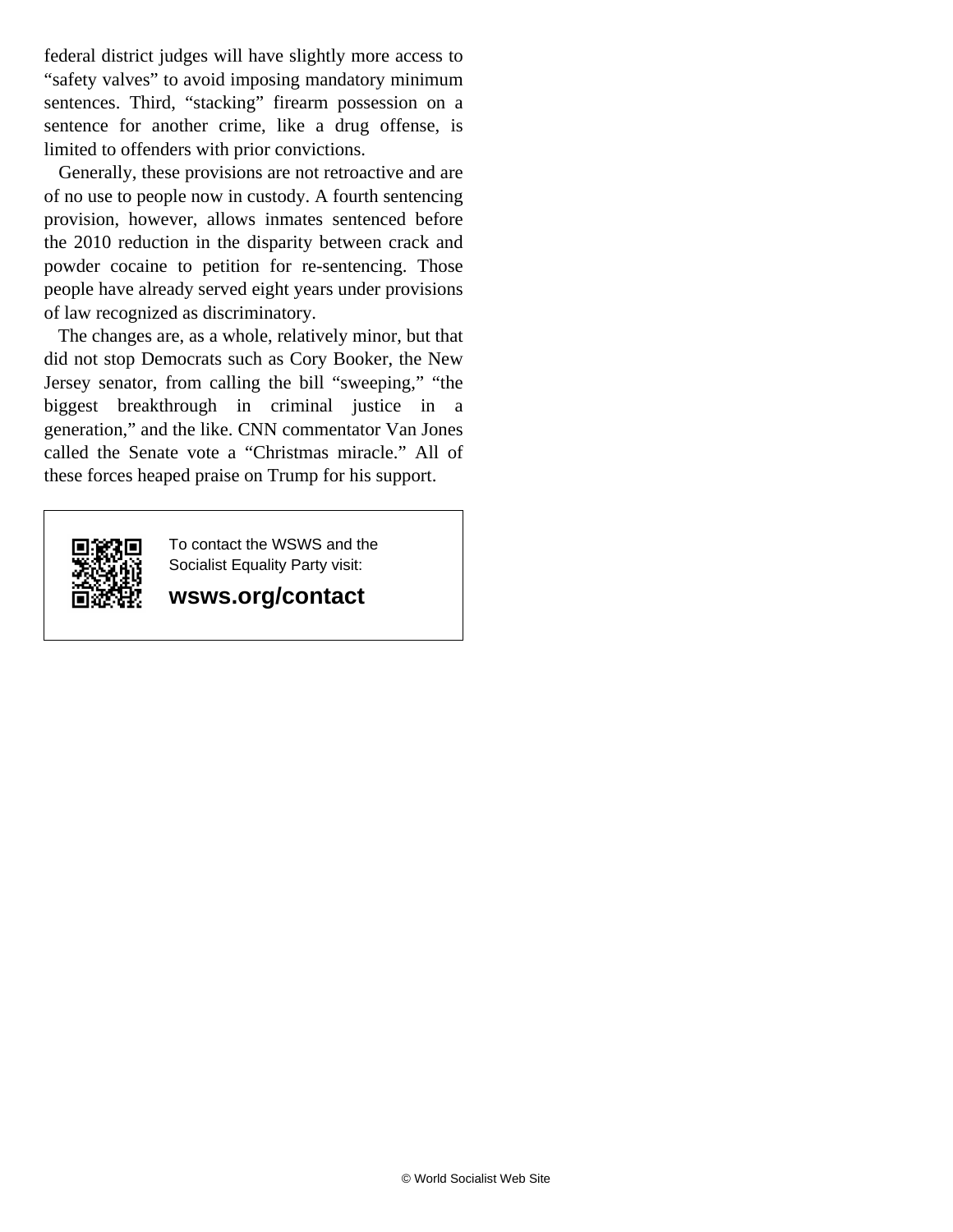federal district judges will have slightly more access to "safety valves" to avoid imposing mandatory minimum sentences. Third, "stacking" firearm possession on a sentence for another crime, like a drug offense, is limited to offenders with prior convictions.

Generally, these provisions are not retroactive and are of no use to people now in custody. A fourth sentencing provision, however, allows inmates sentenced before the 2010 reduction in the disparity between crack and powder cocaine to petition for re-sentencing. Those people have already served eight years under provisions of law recognized as discriminatory.

The changes are, as a whole, relatively minor, but that did not stop Democrats such as Cory Booker, the New Jersey senator, from calling the bill "sweeping," "the biggest breakthrough in criminal justice in a generation," and the like. CNN commentator Van Jones called the Senate vote a "Christmas miracle." All of these forces heaped praise on Trump for his support.

To contact the WSWS and the Socialist Equality Party visit:

**wsws.org/contact**